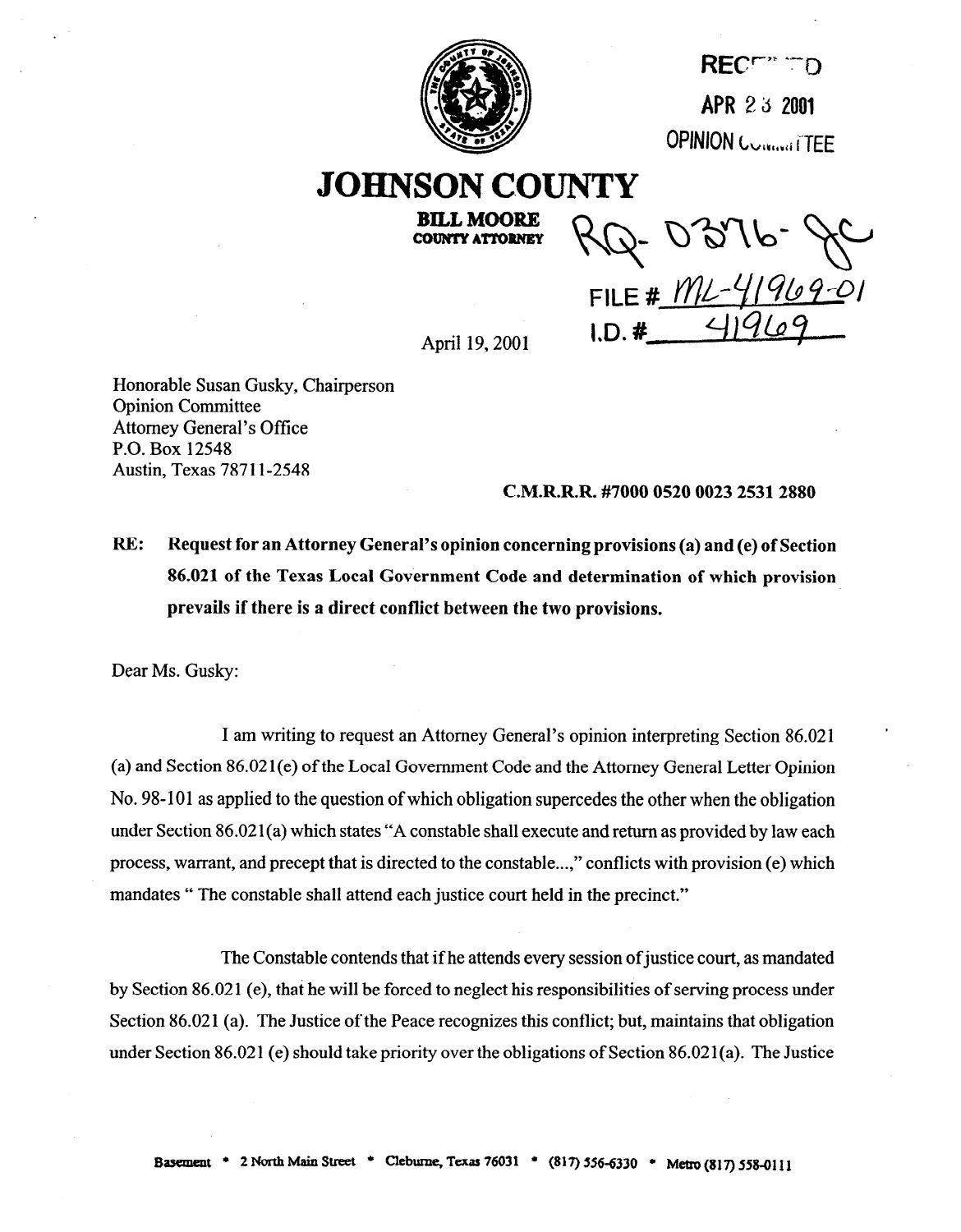RECEIVED

APR 23 2001

OPINION COMMITTEE

# JOHNSON COUNTY

**BILL MOORE**
**COUNTY ATTORNEY**

RQ-0376-JC

FILE # ML-41969-01
I.D. # 41969

April 19, 2001

Honorable Susan Gusky, Chairperson
Opinion Committee
Attorney General's Office
P.O. Box 12548
Austin, Texas 78711-2548

**C.M.R.R.R. #7000 0520 0023 2531 2880**

**RE: Request for an Attorney General's opinion concerning provisions (a) and (e) of Section 86.021 of the Texas Local Government Code and determination of which provision prevails if there is a direct conflict between the two provisions.**

Dear Ms. Gusky:

I am writing to request an Attorney General's opinion interpreting Section 86.021 (a) and Section 86.021(e) of the Local Government Code and the Attorney General Letter Opinion No. 98-101 as applied to the question of which obligation supercedes the other when the obligation under Section 86.021(a) which states "A constable shall execute and return as provided by law each process, warrant, and precept that is directed to the constable...," conflicts with provision (e) which mandates " The constable shall attend each justice court held in the precinct."

The Constable contends that if he attends every session of justice court, as mandated by Section 86.021 (e), that he will be forced to neglect his responsibilities of serving process under Section 86.021 (a). The Justice of the Peace recognizes this conflict; but, maintains that obligation under Section 86.021 (e) should take priority over the obligations of Section 86.021(a). The Justice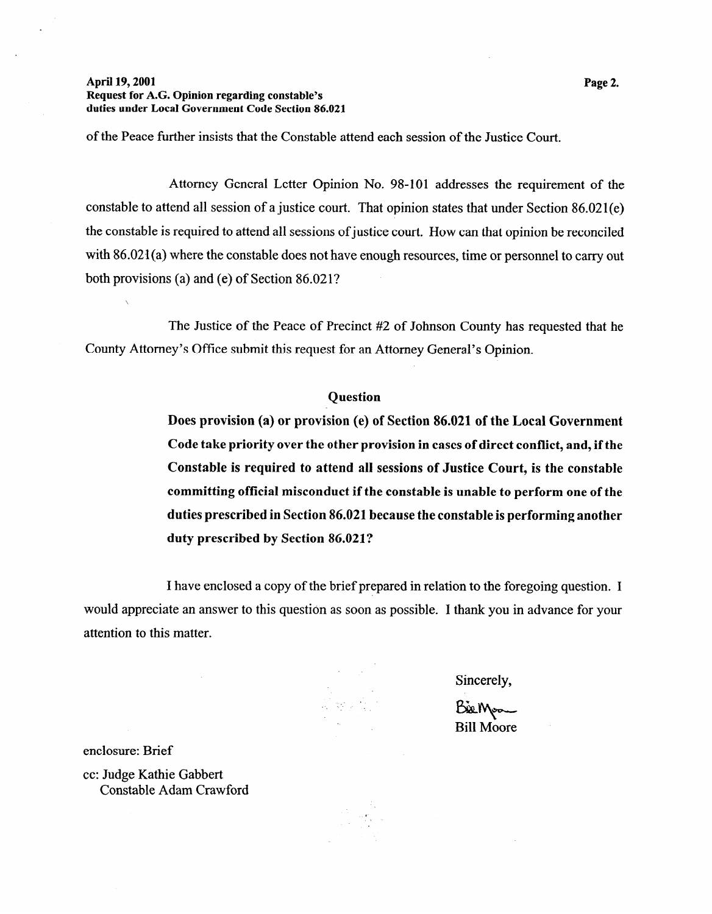of the Peace further insists that the Constable attend each session of the Justice Court.

Attorney General Letter Opinion No. 98-101 addresses the requirement of the constable to attend all session of a justice court. That opinion states that under Section 86.021(e) the constable is required to attend all sessions of justice court. How can that opinion be reconciled with 86.021(a) where the constable does not have enough resources, time or personnel to carry out both provisions (a) and (e) of Section 86.021?

The Justice of the Peace of Precinct #2 of Johnson County has requested that he County Attorney's Office submit this request for an Attorney General's Opinion.

## Question

**Does provision (a) or provision (e) of Section 86.021 of the Local Government Code take priority over the other provision in cases of direct conflict, and, if the Constable is required to attend all sessions of Justice Court, is the constable committing official misconduct if the constable is unable to perform one of the duties prescribed in Section 86.021 because the constable is performing another duty prescribed by Section 86.021?**

I have enclosed a copy of the brief prepared in relation to the foregoing question. I would appreciate an answer to this question as soon as possible. I thank you in advance for your attention to this matter.

Sincerely,

Bill Moore

enclosure: Brief

cc: Judge Kathie Gabbert
Constable Adam Crawford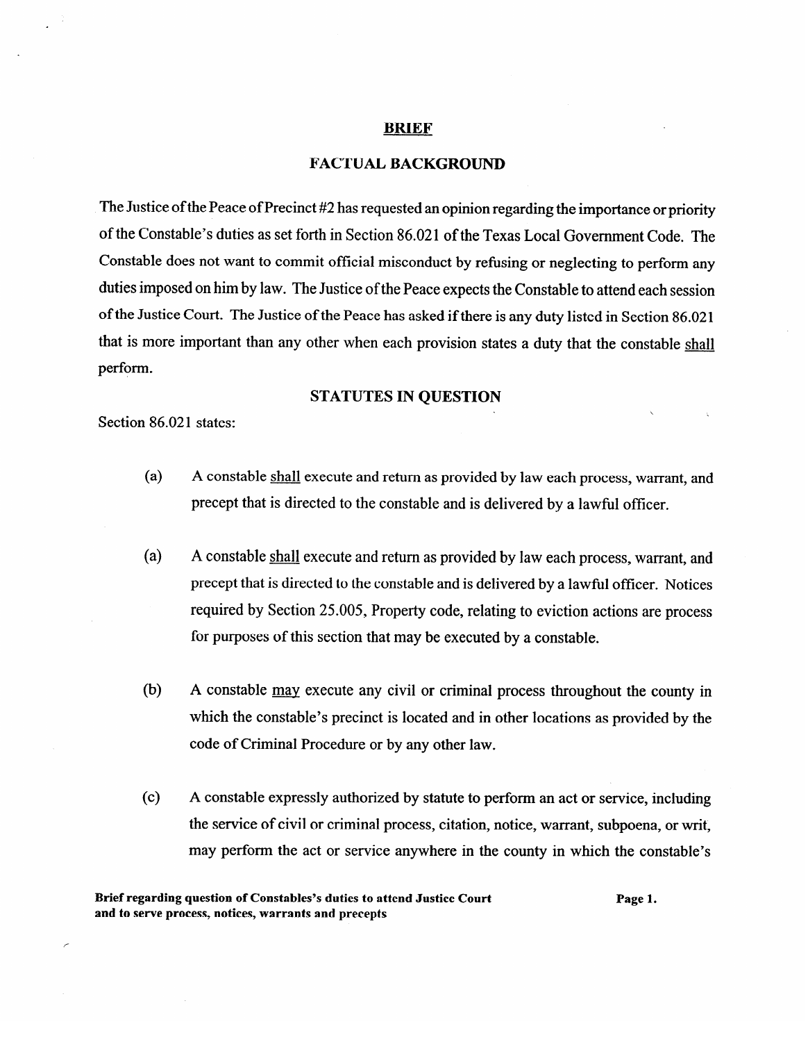# BRIEF

## FACTUAL BACKGROUND

The Justice of the Peace of Precinct #2 has requested an opinion regarding the importance or priority of the Constable's duties as set forth in Section 86.021 of the Texas Local Government Code. The Constable does not want to commit official misconduct by refusing or neglecting to perform any duties imposed on him by law. The Justice of the Peace expects the Constable to attend each session of the Justice Court. The Justice of the Peace has asked if there is any duty listed in Section 86.021 that is more important than any other when each provision states a duty that the constable <u>shall</u> perform.

## STATUTES IN QUESTION

Section 86.021 states:

(a) A constable <u>shall</u> execute and return as provided by law each process, warrant, and precept that is directed to the constable and is delivered by a lawful officer.

(a) A constable <u>shall</u> execute and return as provided by law each process, warrant, and precept that is directed to the constable and is delivered by a lawful officer. Notices required by Section 25.005, Property code, relating to eviction actions are process for purposes of this section that may be executed by a constable.

(b) A constable <u>may</u> execute any civil or criminal process throughout the county in which the constable's precinct is located and in other locations as provided by the code of Criminal Procedure or by any other law.

(c) A constable expressly authorized by statute to perform an act or service, including the service of civil or criminal process, citation, notice, warrant, subpoena, or writ, may perform the act or service anywhere in the county in which the constable's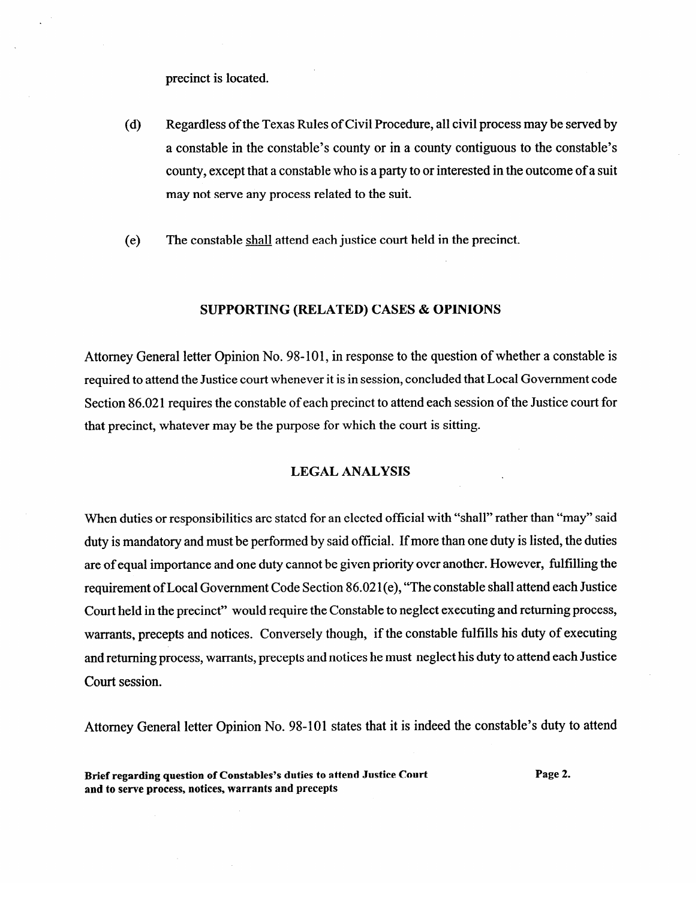precinct is located.

(d) Regardless of the Texas Rules of Civil Procedure, all civil process may be served by a constable in the constable's county or in a county contiguous to the constable's county, except that a constable who is a party to or interested in the outcome of a suit may not serve any process related to the suit.

(e) The constable <u>shall</u> attend each justice court held in the precinct.

## SUPPORTING (RELATED) CASES & OPINIONS

Attorney General letter Opinion No. 98-101, in response to the question of whether a constable is required to attend the Justice court whenever it is in session, concluded that Local Government code Section 86.021 requires the constable of each precinct to attend each session of the Justice court for that precinct, whatever may be the purpose for which the court is sitting.

## LEGAL ANALYSIS

When duties or responsibilities are stated for an elected official with "shall" rather than "may" said duty is mandatory and must be performed by said official. If more than one duty is listed, the duties are of equal importance and one duty cannot be given priority over another. However, fulfilling the requirement of Local Government Code Section 86.021(e), "The constable shall attend each Justice Court held in the precinct" would require the Constable to neglect executing and returning process, warrants, precepts and notices. Conversely though, if the constable fulfills his duty of executing and returning process, warrants, precepts and notices he must neglect his duty to attend each Justice Court session.

Attorney General letter Opinion No. 98-101 states that it is indeed the constable's duty to attend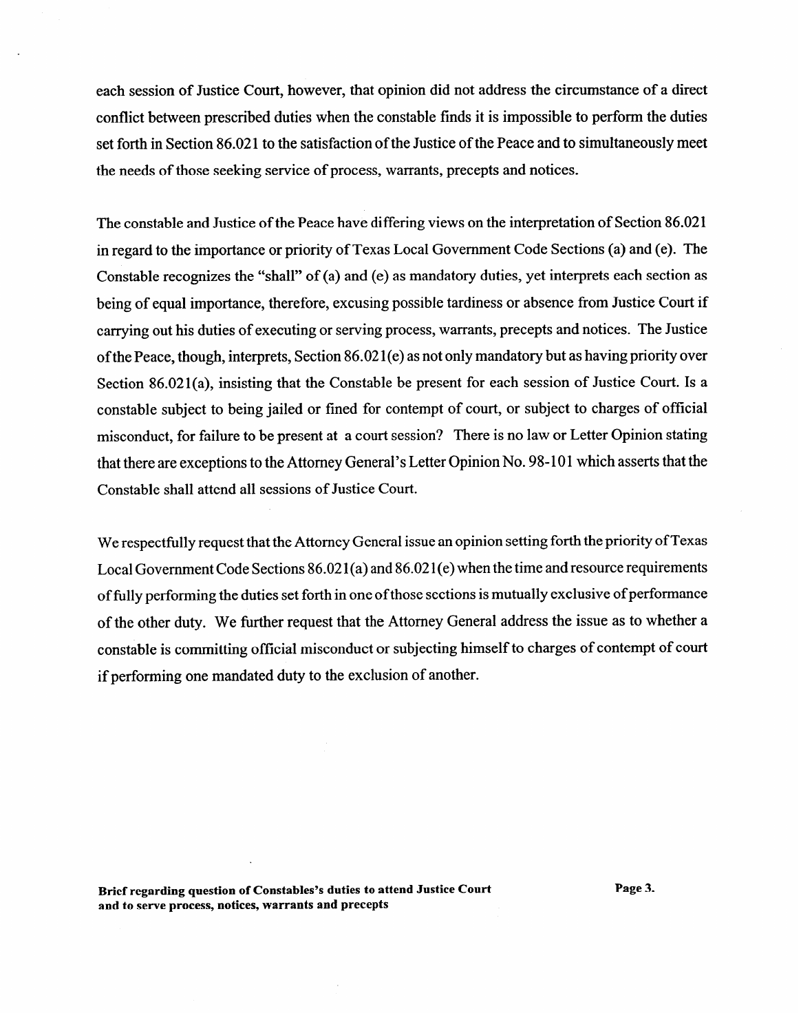each session of Justice Court, however, that opinion did not address the circumstance of a direct conflict between prescribed duties when the constable finds it is impossible to perform the duties set forth in Section 86.021 to the satisfaction of the Justice of the Peace and to simultaneously meet the needs of those seeking service of process, warrants, precepts and notices.

The constable and Justice of the Peace have differing views on the interpretation of Section 86.021 in regard to the importance or priority of Texas Local Government Code Sections (a) and (e). The Constable recognizes the "shall" of (a) and (e) as mandatory duties, yet interprets each section as being of equal importance, therefore, excusing possible tardiness or absence from Justice Court if carrying out his duties of executing or serving process, warrants, precepts and notices. The Justice of the Peace, though, interprets, Section 86.021(e) as not only mandatory but as having priority over Section 86.021(a), insisting that the Constable be present for each session of Justice Court. Is a constable subject to being jailed or fined for contempt of court, or subject to charges of official misconduct, for failure to be present at a court session? There is no law or Letter Opinion stating that there are exceptions to the Attorney General's Letter Opinion No. 98-101 which asserts that the Constable shall attend all sessions of Justice Court.

We respectfully request that the Attorney General issue an opinion setting forth the priority of Texas Local Government Code Sections 86.021(a) and 86.021(e) when the time and resource requirements of fully performing the duties set forth in one of those sections is mutually exclusive of performance of the other duty. We further request that the Attorney General address the issue as to whether a constable is committing official misconduct or subjecting himself to charges of contempt of court if performing one mandated duty to the exclusion of another.